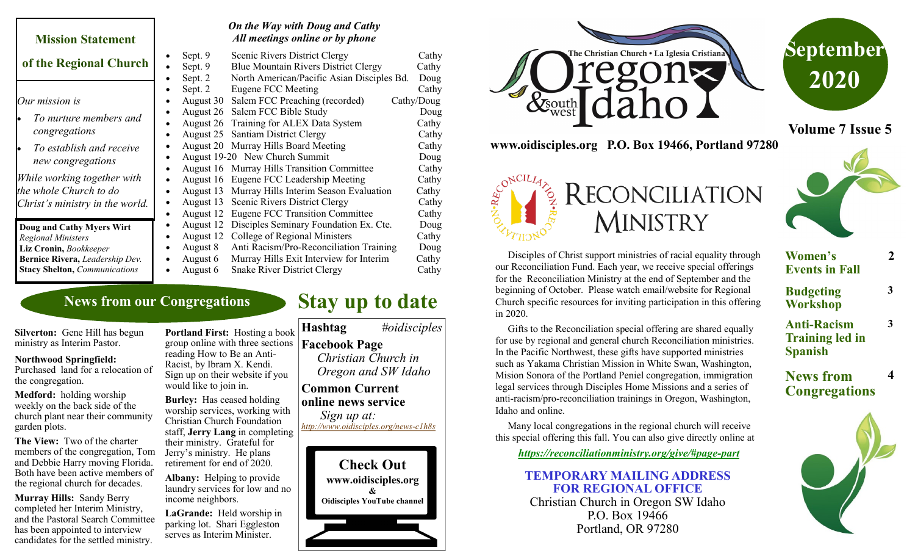## Mission Statement of the Regional Church

*Our mission is*

- *To nurture members and congregations*
- *To establish and receive new congregations*

*While working together with the whole Church to do Christ's ministry in the world.*

**Doug and Cathy Myers Wirt** *Regional Ministers*
**Liz Cronin,** *Bookkeeper*
**Bernice Rivera,** *Leadership Dev.*
**Stacy Shelton,** *Communications*

### *On the Way with Doug and Cathy*
### *All meetings online or by phone*

| Date | Meeting | Who |
|---|---|---|
| Sept. 9 | Scenic Rivers District Clergy | Cathy |
| Sept. 9 | Blue Mountain Rivers District Clergy | Cathy |
| Sept. 2 | North American/Pacific Asian Disciples Bd. | Doug |
| Sept. 2 | Eugene FCC Meeting | Cathy |
| August 30 | Salem FCC Preaching (recorded) | Cathy/Doug |
| August 26 | Salem FCC Bible Study | Doug |
| August 26 | Training for ALEX Data System | Cathy |
| August 25 | Santiam District Clergy | Cathy |
| August 20 | Murray Hills Board Meeting | Cathy |
| August 19-20 | New Church Summit | Doug |
| August 16 | Murray Hills Transition Committee | Cathy |
| August 16 | Eugene FCC Leadership Meeting | Cathy |
| August 13 | Murray Hills Interim Season Evaluation | Cathy |
| August 13 | Scenic Rivers District Clergy | Cathy |
| August 12 | Eugene FCC Transition Committee | Cathy |
| August 12 | Disciples Seminary Foundation Ex. Cte. | Doug |
| August 12 | College of Regional Ministers | Cathy |
| August 8 | Anti Racism/Pro-Reconciliation Training | Doug |
| August 6 | Murray Hills Exit Interview for Interim | Cathy |
| August 6 | Snake River District Clergy | Cathy |

## News from our Congregations

**Silverton:** Gene Hill has begun ministry as Interim Pastor.

**Northwood Springfield:** Purchased land for a relocation of the congregation.

**Medford:** holding worship weekly on the back side of the church plant near their community garden plots.

**The View:** Two of the charter members of the congregation, Tom and Debbie Harry moving Florida. Both have been active members of the regional church for decades.

**Murray Hills:** Sandy Berry completed her Interim Ministry, and the Pastoral Search Committee has been appointed to interview candidates for the settled ministry.

**Portland First:** Hosting a book group online with three sections reading How to Be an Anti-Racist, by Ibram X. Kendi. Sign up on their website if you would like to join in.

**Burley:** Has ceased holding worship services, working with Christian Church Foundation staff, **Jerry Lang** in completing their ministry. Grateful for Jerry's ministry. He plans retirement for end of 2020.

**Albany:** Helping to provide laundry services for low and no income neighbors.

**LaGrande:** Held worship in parking lot. Shari Eggleston serves as Interim Minister.

## Stay up to date

**Hashtag** *#oidisciples*

**Facebook Page**
*Christian Church in Oregon and SW Idaho*

**Common Current online news service**
*Sign up at:*
*http://www.oidisciples.org/news-c1h8s*

**Check Out**
**www.oidisciples.org**
**&**
**Oidisciples YouTube channel**

The Christian Church • La Iglesia Cristiana
# Oregon & southwest Idaho

**www.oidisciples.org P.O. Box 19466, Portland 97280**

## September 2020

**Volume 7 Issue 5**

## Reconciliation Ministry

Disciples of Christ support ministries of racial equality through our Reconciliation Fund. Each year, we receive special offerings for the Reconciliation Ministry at the end of September and the beginning of October. Please watch email/website for Regional Church specific resources for inviting participation in this offering in 2020.

Gifts to the Reconciliation special offering are shared equally for use by regional and general church Reconciliation ministries. In the Pacific Northwest, these gifts have supported ministries such as Yakama Christian Mission in White Swan, Washington, Mision Sonora of the Portland Peniel congregation, immigration legal services through Disciples Home Missions and a series of anti-racism/pro-reconciliation trainings in Oregon, Washington, Idaho and online.

Many local congregations in the regional church will receive this special offering this fall. You can also give directly online at

***https://reconciliationministry.org/give/#page-part***

**TEMPORARY MAILING ADDRESS FOR REGIONAL OFFICE**
Christian Church in Oregon SW Idaho
P.O. Box 19466
Portland, OR 97280

| | |
|---|---|
| **Women's Events in Fall** | **2** |
| **Budgeting Workshop** | **3** |
| **Anti-Racism Training led in Spanish** | **3** |
| **News from Congregations** | **4** |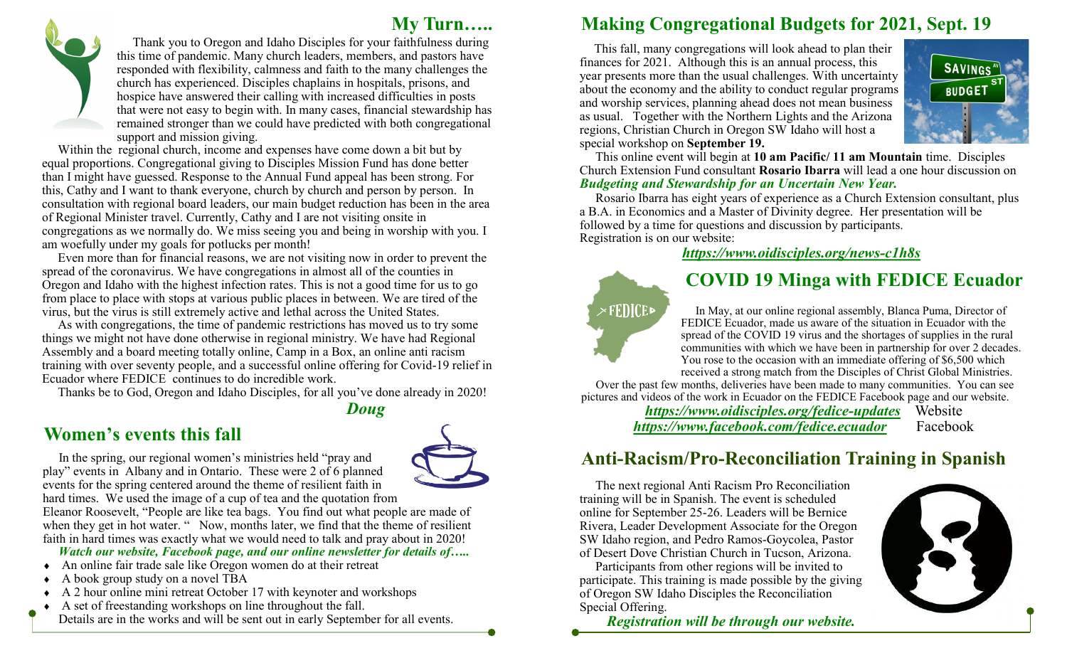## My Turn…..

Thank you to Oregon and Idaho Disciples for your faithfulness during this time of pandemic. Many church leaders, members, and pastors have responded with flexibility, calmness and faith to the many challenges the church has experienced. Disciples chaplains in hospitals, prisons, and hospice have answered their calling with increased difficulties in posts that were not easy to begin with. In many cases, financial stewardship has remained stronger than we could have predicted with both congregational support and mission giving.

Within the regional church, income and expenses have come down a bit but by equal proportions. Congregational giving to Disciples Mission Fund has done better than I might have guessed. Response to the Annual Fund appeal has been strong. For this, Cathy and I want to thank everyone, church by church and person by person. In consultation with regional board leaders, our main budget reduction has been in the area of Regional Minister travel. Currently, Cathy and I are not visiting onsite in congregations as we normally do. We miss seeing you and being in worship with you. I am woefully under my goals for potlucks per month!

Even more than for financial reasons, we are not visiting now in order to prevent the spread of the coronavirus. We have congregations in almost all of the counties in Oregon and Idaho with the highest infection rates. This is not a good time for us to go from place to place with stops at various public places in between. We are tired of the virus, but the virus is still extremely active and lethal across the United States.

As with congregations, the time of pandemic restrictions has moved us to try some things we might not have done otherwise in regional ministry. We have had Regional Assembly and a board meeting totally online, Camp in a Box, an online anti racism training with over seventy people, and a successful online offering for Covid-19 relief in Ecuador where FEDICE continues to do incredible work.

Thanks be to God, Oregon and Idaho Disciples, for all you've done already in 2020!

*Doug*

## Women's events this fall

In the spring, our regional women's ministries held "pray and play" events in Albany and in Ontario. These were 2 of 6 planned events for the spring centered around the theme of resilient faith in hard times. We used the image of a cup of tea and the quotation from Eleanor Roosevelt, "People are like tea bags. You find out what people are made of when they get in hot water. " Now, months later, we find that the theme of resilient faith in hard times was exactly what we would need to talk and pray about in 2020!

***Watch our website, Facebook page, and our online newsletter for details of…..***

- An online fair trade sale like Oregon women do at their retreat
- A book group study on a novel TBA
- A 2 hour online mini retreat October 17 with keynoter and workshops
- A set of freestanding workshops on line throughout the fall.

Details are in the works and will be sent out in early September for all events.

## Making Congregational Budgets for 2021, Sept. 19

This fall, many congregations will look ahead to plan their finances for 2021. Although this is an annual process, this year presents more than the usual challenges. With uncertainty about the economy and the ability to conduct regular programs and worship services, planning ahead does not mean business as usual. Together with the Northern Lights and the Arizona regions, Christian Church in Oregon SW Idaho will host a special workshop on **September 19.**

This online event will begin at **10 am Pacific/ 11 am Mountain** time. Disciples Church Extension Fund consultant **Rosario Ibarra** will lead a one hour discussion on ***Budgeting and Stewardship for an Uncertain New Year.***

Rosario Ibarra has eight years of experience as a Church Extension consultant, plus a B.A. in Economics and a Master of Divinity degree. Her presentation will be followed by a time for questions and discussion by participants.
Registration is on our website:

***https://www.oidisciples.org/news-c1h8s***

## COVID 19 Minga with FEDICE Ecuador

In May, at our online regional assembly, Blanca Puma, Director of FEDICE Ecuador, made us aware of the situation in Ecuador with the spread of the COVID 19 virus and the shortages of supplies in the rural communities with which we have been in partnership for over 2 decades. You rose to the occasion with an immediate offering of $6,500 which received a strong match from the Disciples of Christ Global Ministries.

Over the past few months, deliveries have been made to many communities. You can see pictures and videos of the work in Ecuador on the FEDICE Facebook page and our website.

***https://www.oidisciples.org/fedice-updates*** Website
***https://www.facebook.com/fedice.ecuador*** Facebook

## Anti-Racism/Pro-Reconciliation Training in Spanish

The next regional Anti Racism Pro Reconciliation training will be in Spanish. The event is scheduled online for September 25-26. Leaders will be Bernice Rivera, Leader Development Associate for the Oregon SW Idaho region, and Pedro Ramos-Goycolea, Pastor of Desert Dove Christian Church in Tucson, Arizona.

Participants from other regions will be invited to participate. This training is made possible by the giving of Oregon SW Idaho Disciples the Reconciliation Special Offering.

***Registration will be through our website.***